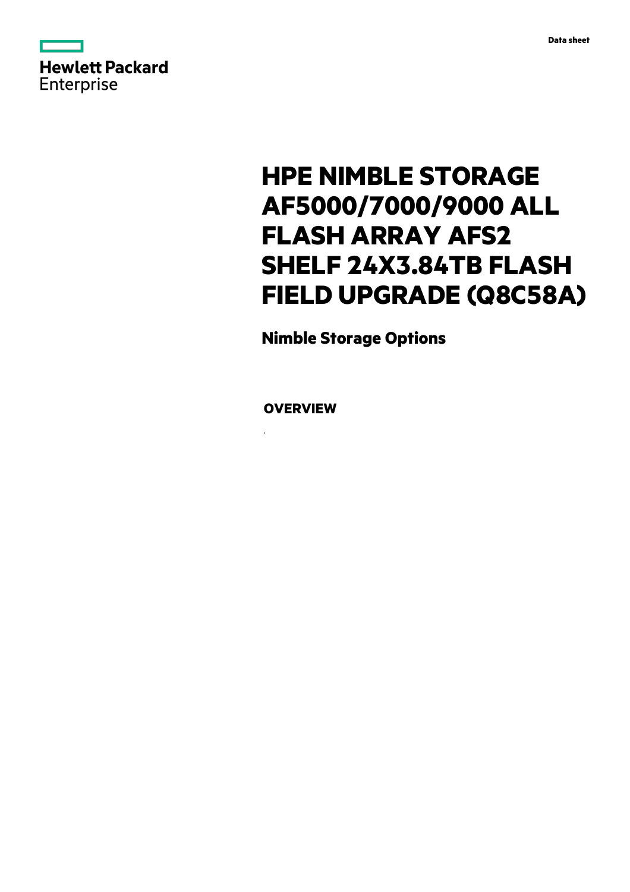Hewlett Packard Enterprise

Data sheet

# HPE NIMBLE STORAGE AF5000/7000/9000 ALL FLASH ARRAY AFS2 SHELF 24X3.84TB FLASH FIELD UPGRADE (Q8C58A)

## Nimble Storage Options

### OVERVIEW

.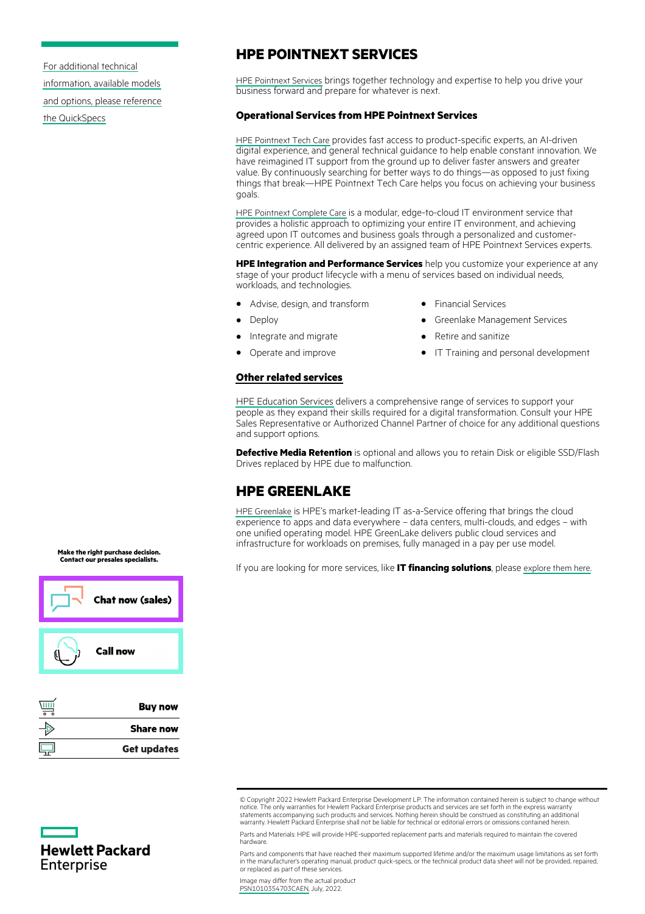For additional technical information, available models and options, please reference the QuickSpecs

## HPE POINTNEXT SERVICES

HPE Pointnext Services brings together technology and expertise to help you drive your business forward and prepare for whatever is next.

### Operational Services from HPE Pointnext Services

HPE Pointnext Tech Care provides fast access to product-specific experts, an AI-driven digital experience, and general technical guidance to help enable constant innovation. We have reimagined IT support from the ground up to deliver faster answers and greater value. By continuously searching for better ways to do things—as opposed to just fixing things that break—HPE Pointnext Tech Care helps you focus on achieving your business goals.

HPE Pointnext Complete Care is a modular, edge-to-cloud IT environment service that provides a holistic approach to optimizing your entire IT environment, and achieving agreed upon IT outcomes and business goals through a personalized and customer-centric experience. All delivered by an assigned team of HPE Pointnext Services experts.

**HPE Integration and Performance Services** help you customize your experience at any stage of your product lifecycle with a menu of services based on individual needs, workloads, and technologies.

- Advise, design, and transform
- Deploy
- Integrate and migrate
- Operate and improve
- Financial Services
- Greenlake Management Services
- Retire and sanitize
- IT Training and personal development

### Other related services

HPE Education Services delivers a comprehensive range of services to support your people as they expand their skills required for a digital transformation. Consult your HPE Sales Representative or Authorized Channel Partner of choice for any additional questions and support options.

**Defective Media Retention** is optional and allows you to retain Disk or eligible SSD/Flash Drives replaced by HPE due to malfunction.

## HPE GREENLAKE

HPE Greenlake is HPE's market-leading IT as-a-Service offering that brings the cloud experience to apps and data everywhere – data centers, multi-clouds, and edges – with one unified operating model. HPE GreenLake delivers public cloud services and infrastructure for workloads on premises, fully managed in a pay per use model.

If you are looking for more services, like **IT financing solutions**, please explore them here.

**Make the right purchase decision. Contact our presales specialists.**

Chat now (sales)

Call now

Buy now

Share now

Get updates

Hewlett Packard Enterprise

© Copyright 2022 Hewlett Packard Enterprise Development LP. The information contained herein is subject to change without notice. The only warranties for Hewlett Packard Enterprise products and services are set forth in the express warranty statements accompanying such products and services. Nothing herein should be construed as constituting an additional warranty. Hewlett Packard Enterprise shall not be liable for technical or editorial errors or omissions contained herein.

Parts and Materials: HPE will provide HPE-supported replacement parts and materials required to maintain the covered hardware.

Parts and components that have reached their maximum supported lifetime and/or the maximum usage limitations as set forth in the manufacturer's operating manual, product quick-specs, or the technical product data sheet will not be provided, repaired, or replaced as part of these services.

Image may differ from the actual product

PSN1010354703CAEN, July, 2022.